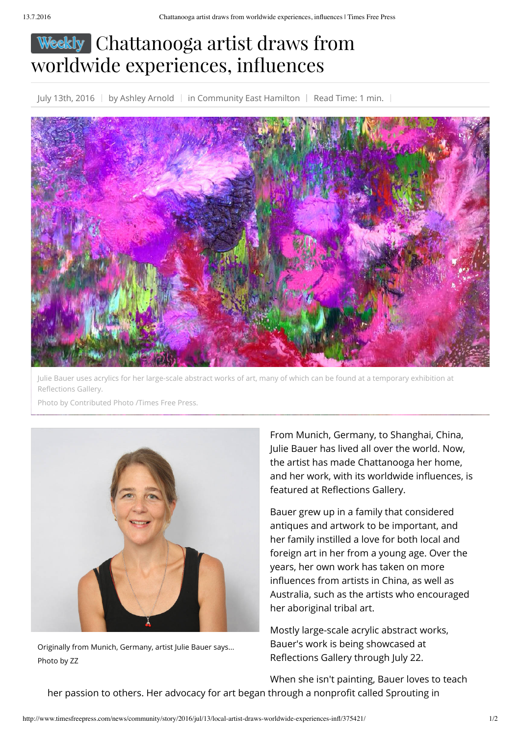# Weekly Chattanooga artist draws from worldwide experiences, influences

July 13th, 2016 | by Ashley Arnold | in Community East Hamilton | Read Time: 1 min.

Julie Bauer uses acrylics for her large-scale abstract works of art, many of which can be found at a temporary exhibition at Reflections Gallery.

Photo by Contributed Photo /Times Free Press.

Originally from Munich, Germany, artist Julie Bauer says...

Photo by ZZ

From Munich, Germany, to Shanghai, China, Julie Bauer has lived all over the world. Now, the artist has made Chattanooga her home, and her work, with its worldwide influences, is featured at Reflections Gallery.

Bauer grew up in a family that considered antiques and artwork to be important, and her family instilled a love for both local and foreign art in her from a young age. Over the years, her own work has taken on more influences from artists in China, as well as Australia, such as the artists who encouraged her aboriginal tribal art.

Mostly large-scale acrylic abstract works, Bauer's work is being showcased at Reflections Gallery through July 22.

When she isn't painting, Bauer loves to teach her passion to others. Her advocacy for art began through a nonprofit called Sprouting in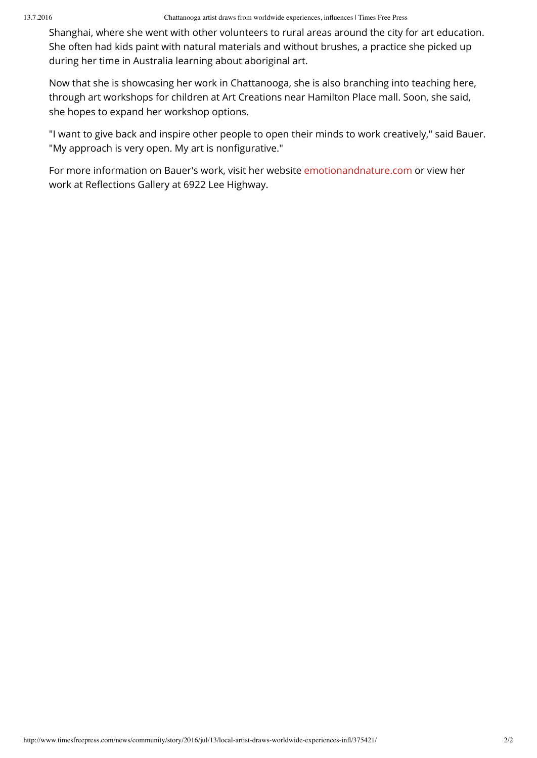Shanghai, where she went with other volunteers to rural areas around the city for art education. She often had kids paint with natural materials and without brushes, a practice she picked up during her time in Australia learning about aboriginal art.

Now that she is showcasing her work in Chattanooga, she is also branching into teaching here, through art workshops for children at Art Creations near Hamilton Place mall. Soon, she said, she hopes to expand her workshop options.

"I want to give back and inspire other people to open their minds to work creatively," said Bauer. "My approach is very open. My art is nonfigurative."

For more information on Bauer's work, visit her website emotionandnature.com or view her work at Reflections Gallery at 6922 Lee Highway.